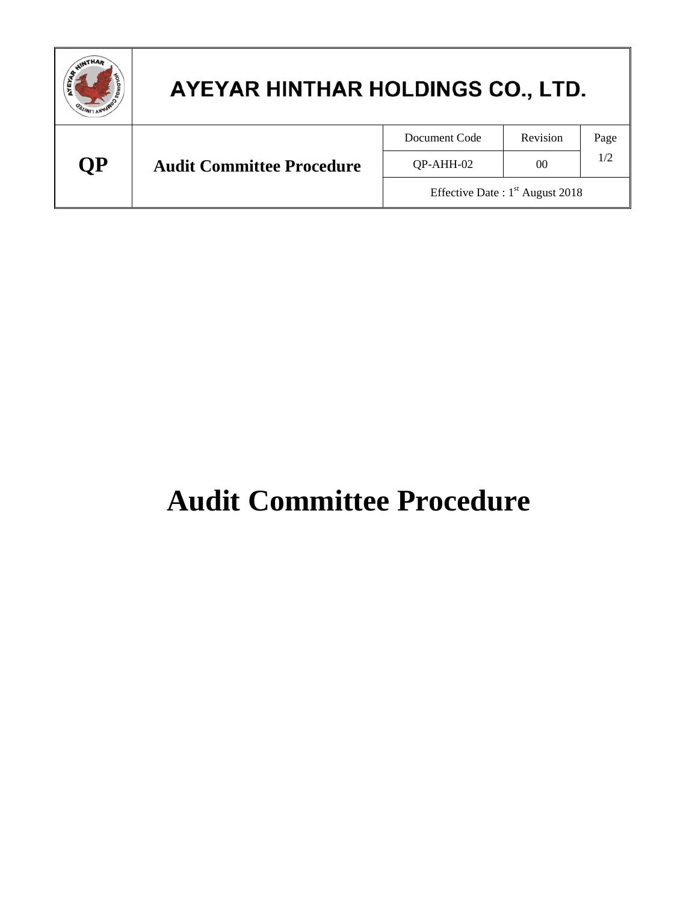| | AYEYAR HINTHAR HOLDINGS CO., LTD. | | | |
|---|---|---|---|---|
| QP | Audit Committee Procedure | Document Code | Revision | Page |
| | | QP-AHH-02 | 00 | 1/2 |
| | | Effective Date : 1st August 2018 | | |

# Audit Committee Procedure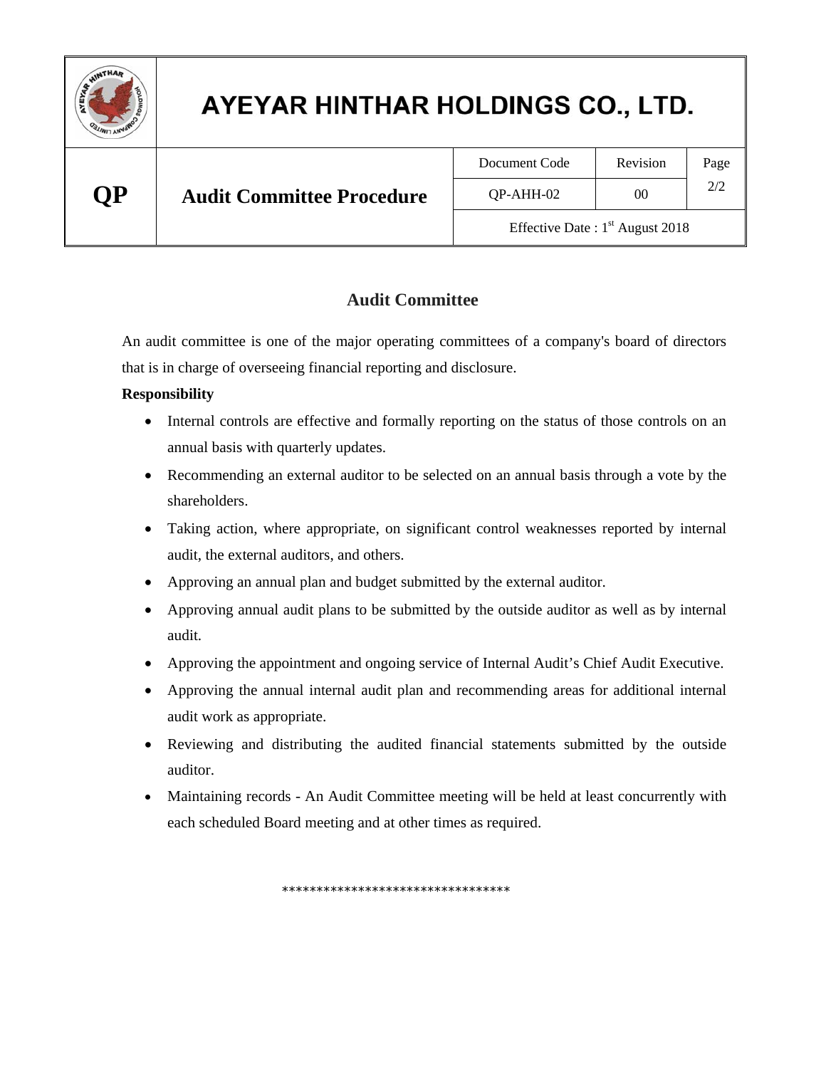# AYEYAR HINTHAR HOLDINGS CO., LTD.

| QP | Audit Committee Procedure | Document Code | Revision | Page |
|---|---|---|---|---|
| | | QP-AHH-02 | 00 | 2/2 |
| | | Effective Date : 1st August 2018 | | |

## Audit Committee

An audit committee is one of the major operating committees of a company's board of directors that is in charge of overseeing financial reporting and disclosure.

**Responsibility**

- Internal controls are effective and formally reporting on the status of those controls on an annual basis with quarterly updates.
- Recommending an external auditor to be selected on an annual basis through a vote by the shareholders.
- Taking action, where appropriate, on significant control weaknesses reported by internal audit, the external auditors, and others.
- Approving an annual plan and budget submitted by the external auditor.
- Approving annual audit plans to be submitted by the outside auditor as well as by internal audit.
- Approving the appointment and ongoing service of Internal Audit's Chief Audit Executive.
- Approving the annual internal audit plan and recommending areas for additional internal audit work as appropriate.
- Reviewing and distributing the audited financial statements submitted by the outside auditor.
- Maintaining records - An Audit Committee meeting will be held at least concurrently with each scheduled Board meeting and at other times as required.

*********************************